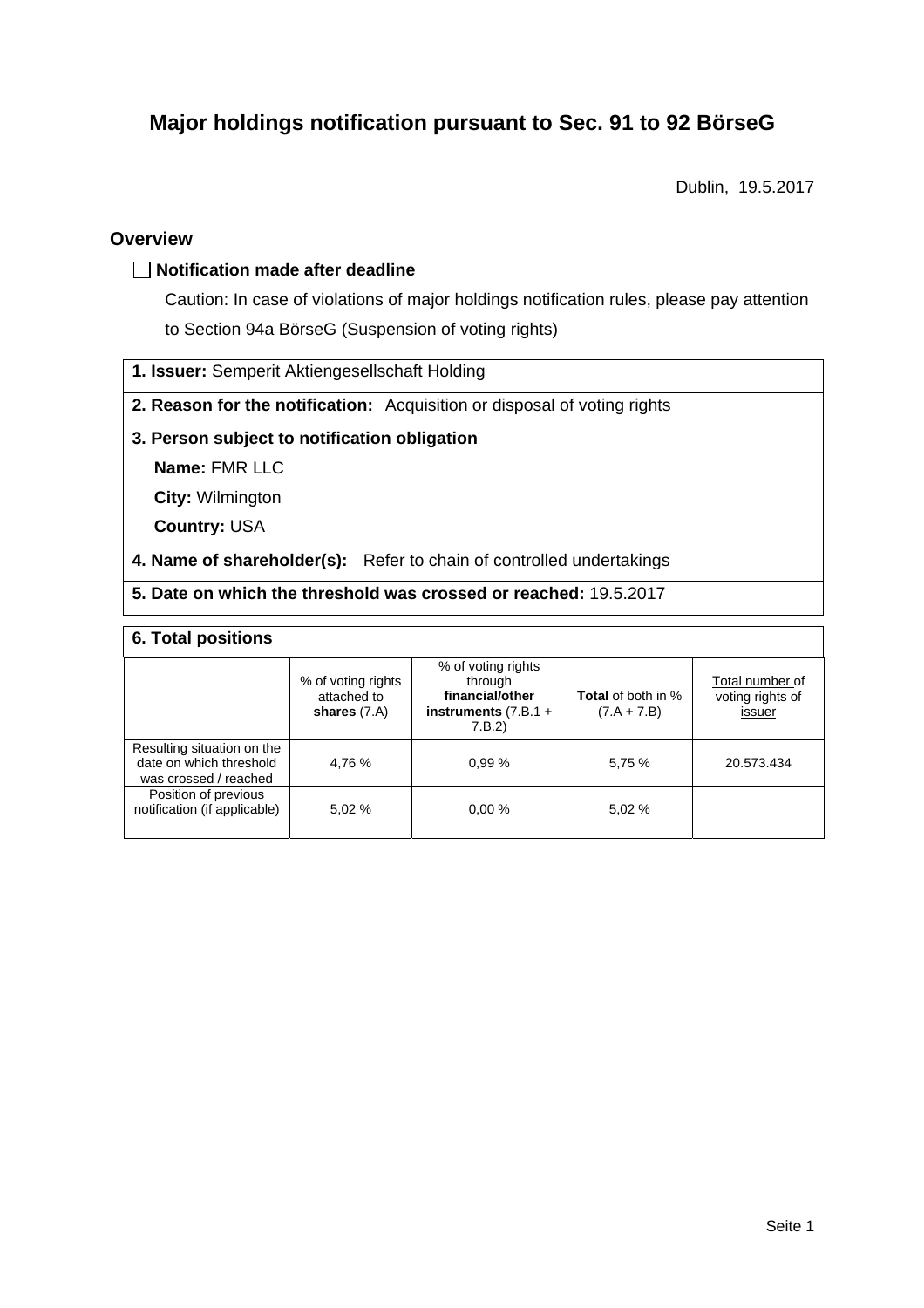# Major holdings notification pursuant to Sec. 91 to 92 BörseG

Dublin, 19.5.2017

## Overview

☐ **Notification made after deadline**

Caution: In case of violations of major holdings notification rules, please pay attention to Section 94a BörseG (Suspension of voting rights)

**1. Issuer:** Semperit Aktiengesellschaft Holding

**2. Reason for the notification:** Acquisition or disposal of voting rights

**3. Person subject to notification obligation**

**Name:** FMR LLC

**City:** Wilmington

**Country:** USA

**4. Name of shareholder(s):** Refer to chain of controlled undertakings

**5. Date on which the threshold was crossed or reached:** 19.5.2017

**6. Total positions**

| | % of voting rights attached to **shares** (7.A) | % of voting rights through **financial/other instruments** (7.B.1 + 7.B.2) | **Total** of both in % (7.A + 7.B) | Total number of voting rights of issuer |
|---|---|---|---|---|
| Resulting situation on the date on which threshold was crossed / reached | 4,76 % | 0,99 % | 5,75 % | 20.573.434 |
| Position of previous notification (if applicable) | 5,02 % | 0,00 % | 5,02 % | |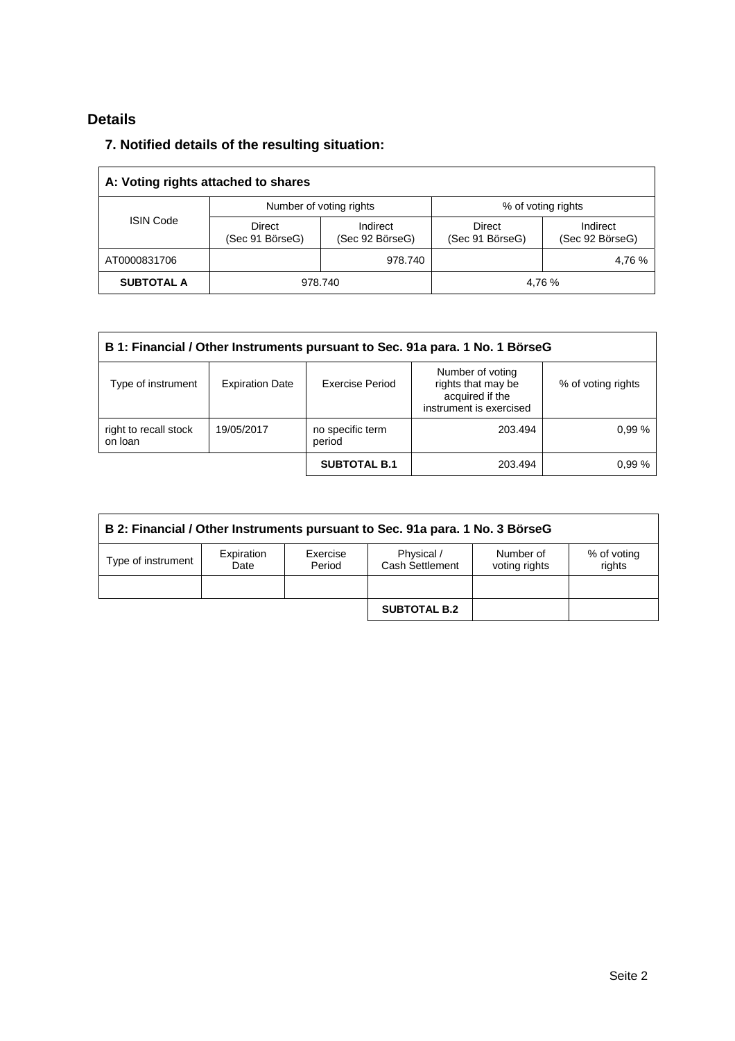## Details

### 7. Notified details of the resulting situation:

| A: Voting rights attached to shares | | | | |
|---|---|---|---|---|
| ISIN Code | Number of voting rights | | % of voting rights | |
| | Direct (Sec 91 BörseG) | Indirect (Sec 92 BörseG) | Direct (Sec 91 BörseG) | Indirect (Sec 92 BörseG) |
| AT0000831706 | | 978.740 | | 4,76 % |
| **SUBTOTAL A** | 978.740 | | 4,76 % | |

| B 1: Financial / Other Instruments pursuant to Sec. 91a para. 1 No. 1 BörseG | | | | |
|---|---|---|---|---|
| Type of instrument | Expiration Date | Exercise Period | Number of voting rights that may be acquired if the instrument is exercised | % of voting rights |
| right to recall stock on loan | 19/05/2017 | no specific term period | 203.494 | 0,99 % |
| | | **SUBTOTAL B.1** | 203.494 | 0,99 % |

| B 2: Financial / Other Instruments pursuant to Sec. 91a para. 1 No. 3 BörseG | | | | | |
|---|---|---|---|---|---|
| Type of instrument | Expiration Date | Exercise Period | Physical / Cash Settlement | Number of voting rights | % of voting rights |
| | | | | | |
| | | | **SUBTOTAL B.2** | | |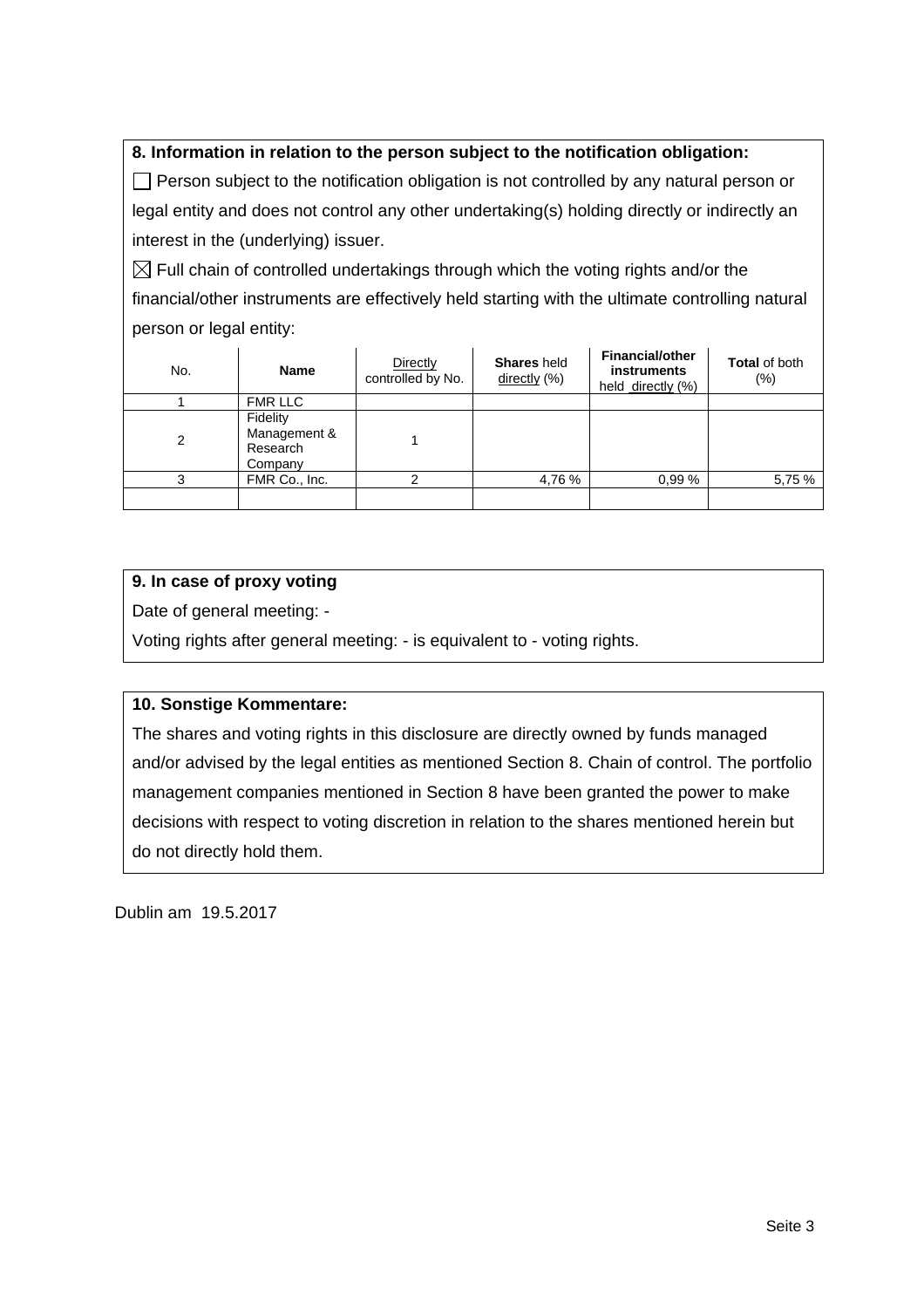**8. Information in relation to the person subject to the notification obligation:**

☐ Person subject to the notification obligation is not controlled by any natural person or legal entity and does not control any other undertaking(s) holding directly or indirectly an interest in the (underlying) issuer.

☒ Full chain of controlled undertakings through which the voting rights and/or the financial/other instruments are effectively held starting with the ultimate controlling natural person or legal entity:

| No. | Name | Directly controlled by No. | **Shares** held directly (%) | **Financial/other instruments** held directly (%) | **Total** of both (%) |
|---|---|---|---|---|---|
| 1 | FMR LLC | | | | |
| 2 | Fidelity Management & Research Company | 1 | | | |
| 3 | FMR Co., Inc. | 2 | 4,76 % | 0,99 % | 5,75 % |
| | | | | | |

**9. In case of proxy voting**

Date of general meeting: -

Voting rights after general meeting: - is equivalent to - voting rights.

**10. Sonstige Kommentare:**

The shares and voting rights in this disclosure are directly owned by funds managed and/or advised by the legal entities as mentioned Section 8. Chain of control. The portfolio management companies mentioned in Section 8 have been granted the power to make decisions with respect to voting discretion in relation to the shares mentioned herein but do not directly hold them.

Dublin am 19.5.2017